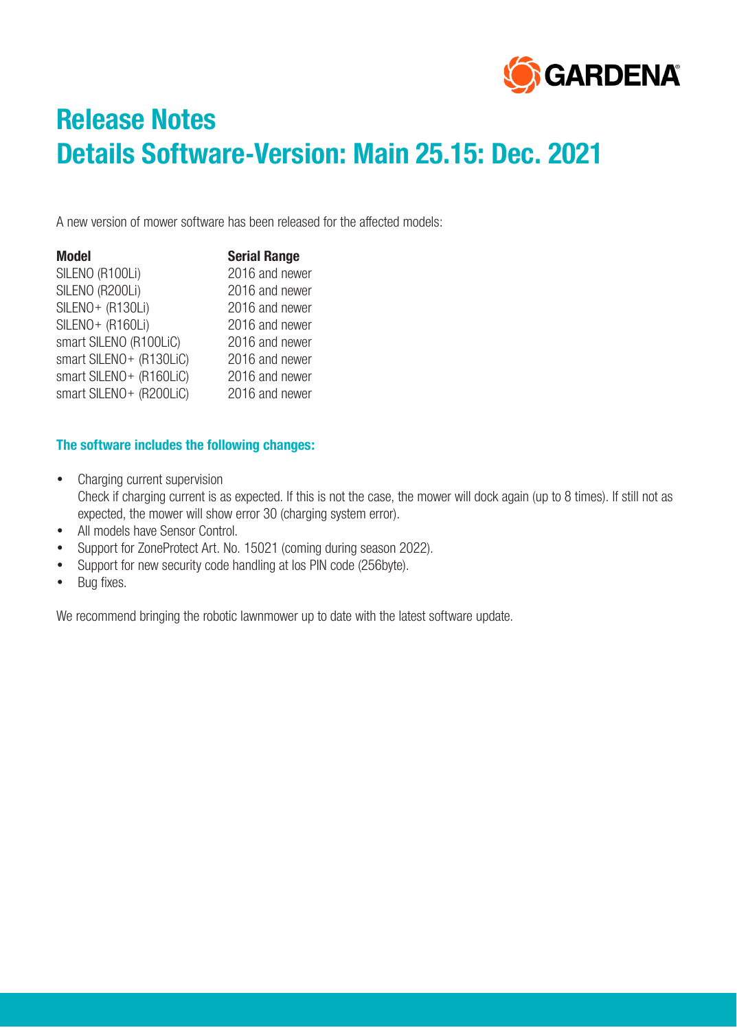# Release Notes
# Details Software-Version: Main 25.15: Dec. 2021

A new version of mower software has been released for the affected models:

| Model | Serial Range |
| --- | --- |
| SILENO (R100Li) | 2016 and newer |
| SILENO (R200Li) | 2016 and newer |
| SILENO+ (R130Li) | 2016 and newer |
| SILENO+ (R160Li) | 2016 and newer |
| smart SILENO (R100LiC) | 2016 and newer |
| smart SILENO+ (R130LiC) | 2016 and newer |
| smart SILENO+ (R160LiC) | 2016 and newer |
| smart SILENO+ (R200LiC) | 2016 and newer |

### The software includes the following changes:

- Charging current supervision
  Check if charging current is as expected. If this is not the case, the mower will dock again (up to 8 times). If still not as expected, the mower will show error 30 (charging system error).
- All models have Sensor Control.
- Support for ZoneProtect Art. No. 15021 (coming during season 2022).
- Support for new security code handling at los PIN code (256byte).
- Bug fixes.

We recommend bringing the robotic lawnmower up to date with the latest software update.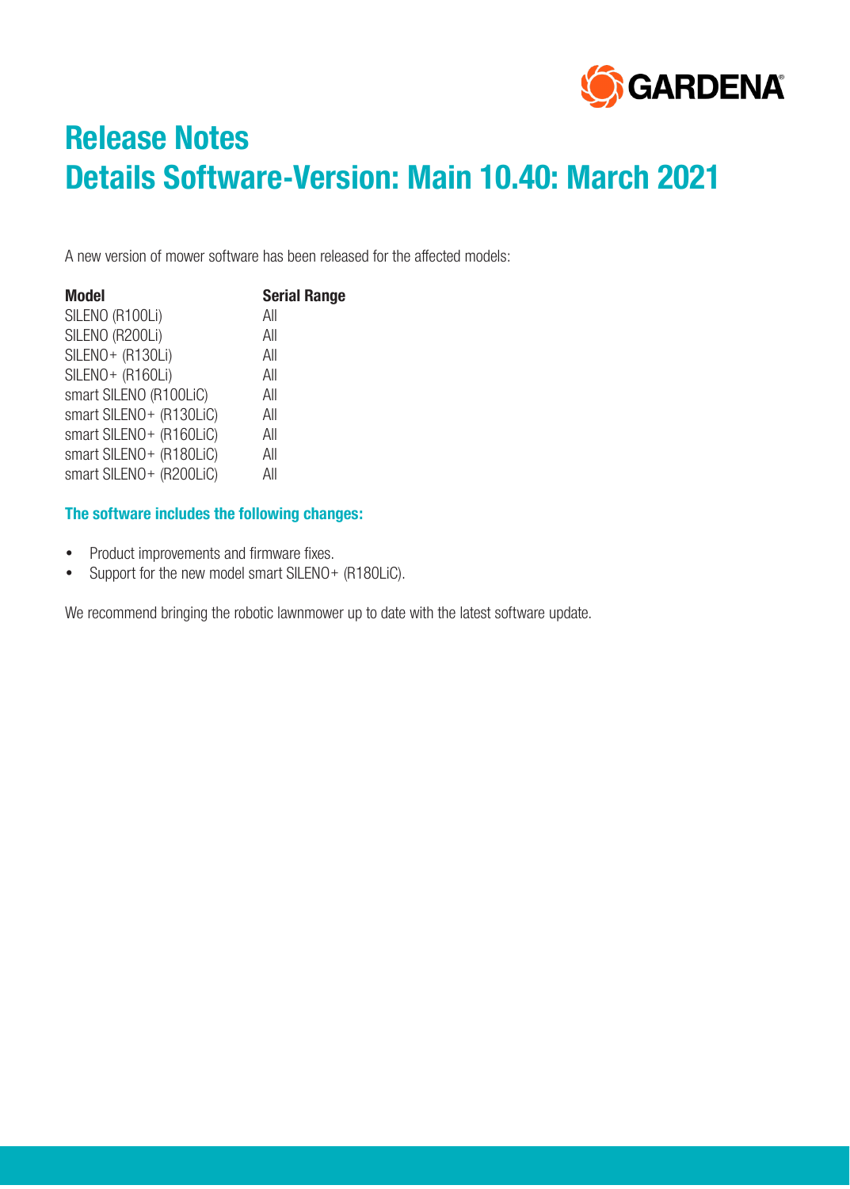GARDENA

# Release Notes
# Details Software-Version: Main 10.40: March 2021

A new version of mower software has been released for the affected models:

| **Model** | **Serial Range** |
|---|---|
| SILENO (R100Li) | All |
| SILENO (R200Li) | All |
| SILENO+ (R130Li) | All |
| SILENO+ (R160Li) | All |
| smart SILENO (R100LiC) | All |
| smart SILENO+ (R130LiC) | All |
| smart SILENO+ (R160LiC) | All |
| smart SILENO+ (R180LiC) | All |
| smart SILENO+ (R200LiC) | All |

### The software includes the following changes:

- Product improvements and firmware fixes.
- Support for the new model smart SILENO+ (R180LiC).

We recommend bringing the robotic lawnmower up to date with the latest software update.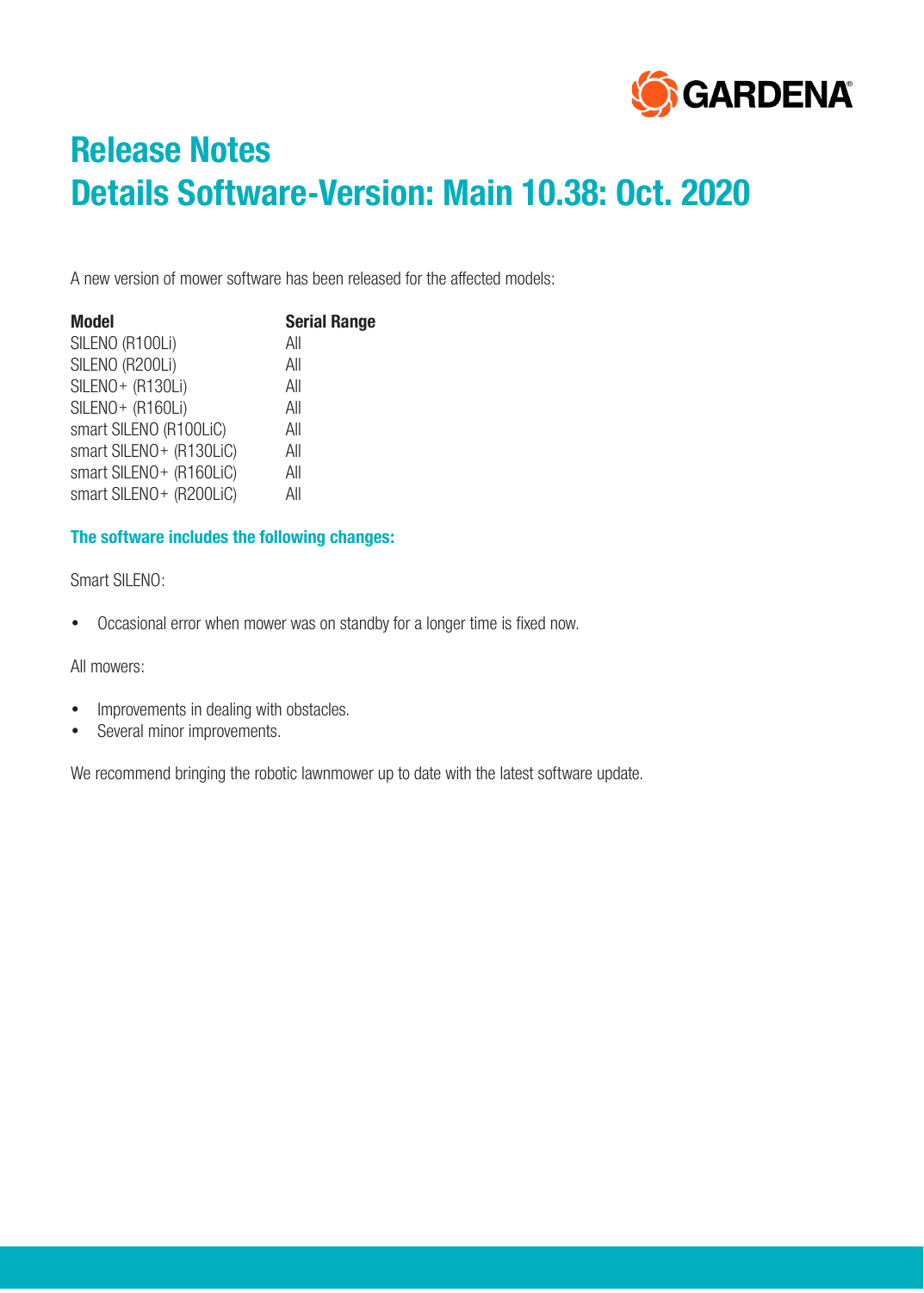# Release Notes
# Details Software-Version: Main 10.38: Oct. 2020

A new version of mower software has been released for the affected models:

| Model | Serial Range |
|---|---|
| SILENO (R100Li) | All |
| SILENO (R200Li) | All |
| SILENO+ (R130Li) | All |
| SILENO+ (R160Li) | All |
| smart SILENO (R100LiC) | All |
| smart SILENO+ (R130LiC) | All |
| smart SILENO+ (R160LiC) | All |
| smart SILENO+ (R200LiC) | All |

**The software includes the following changes:**

Smart SILENO:

- Occasional error when mower was on standby for a longer time is fixed now.

All mowers:

- Improvements in dealing with obstacles.
- Several minor improvements.

We recommend bringing the robotic lawnmower up to date with the latest software update.